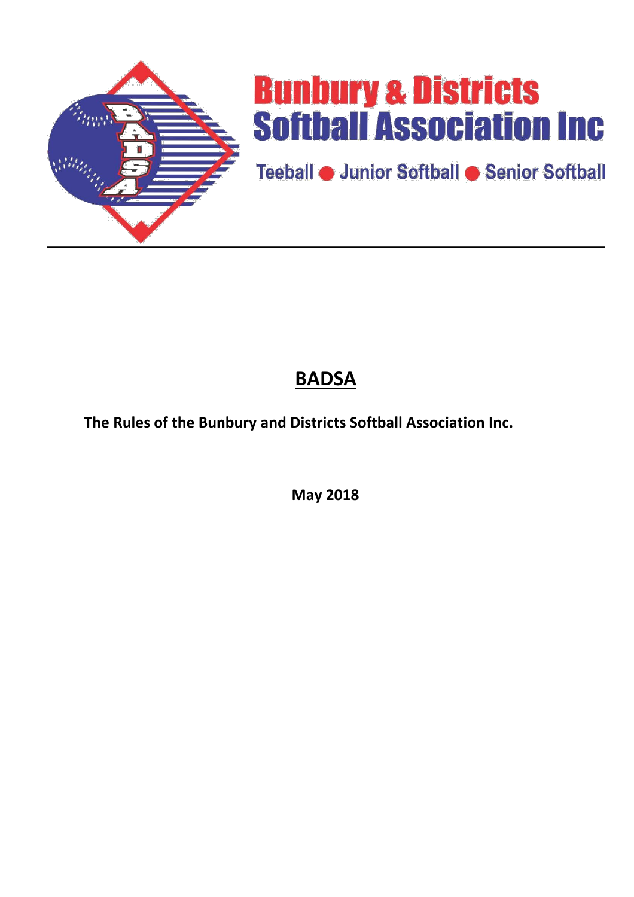# Bunbury & Districts Softball Association Inc

Teeball ● Junior Softball ● Senior Softball

---

## BADSA

**The Rules of the Bunbury and Districts Softball Association Inc.**

**May 2018**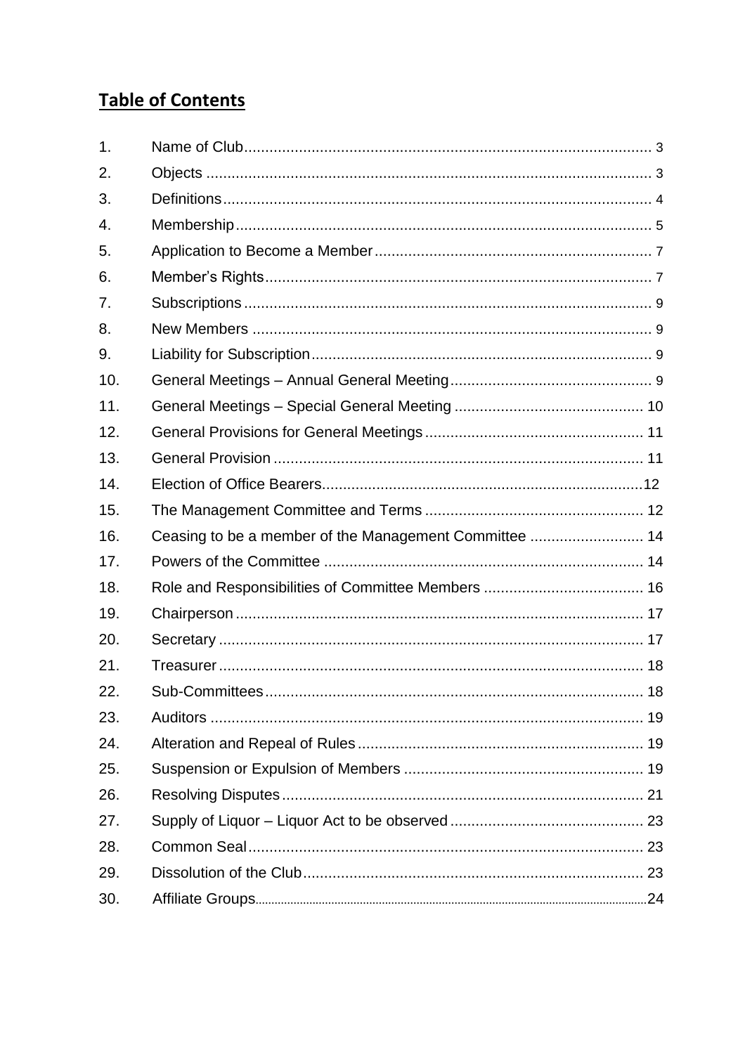## Table of Contents

| | | |
|---|---|---|
| 1. | Name of Club | 3 |
| 2. | Objects | 3 |
| 3. | Definitions | 4 |
| 4. | Membership | 5 |
| 5. | Application to Become a Member | 7 |
| 6. | Member's Rights | 7 |
| 7. | Subscriptions | 9 |
| 8. | New Members | 9 |
| 9. | Liability for Subscription | 9 |
| 10. | General Meetings – Annual General Meeting | 9 |
| 11. | General Meetings – Special General Meeting | 10 |
| 12. | General Provisions for General Meetings | 11 |
| 13. | General Provision | 11 |
| 14. | Election of Office Bearers | 12 |
| 15. | The Management Committee and Terms | 12 |
| 16. | Ceasing to be a member of the Management Committee | 14 |
| 17. | Powers of the Committee | 14 |
| 18. | Role and Responsibilities of Committee Members | 16 |
| 19. | Chairperson | 17 |
| 20. | Secretary | 17 |
| 21. | Treasurer | 18 |
| 22. | Sub-Committees | 18 |
| 23. | Auditors | 19 |
| 24. | Alteration and Repeal of Rules | 19 |
| 25. | Suspension or Expulsion of Members | 19 |
| 26. | Resolving Disputes | 21 |
| 27. | Supply of Liquor – Liquor Act to be observed | 23 |
| 28. | Common Seal | 23 |
| 29. | Dissolution of the Club | 23 |
| 30. | Affiliate Groups | 24 |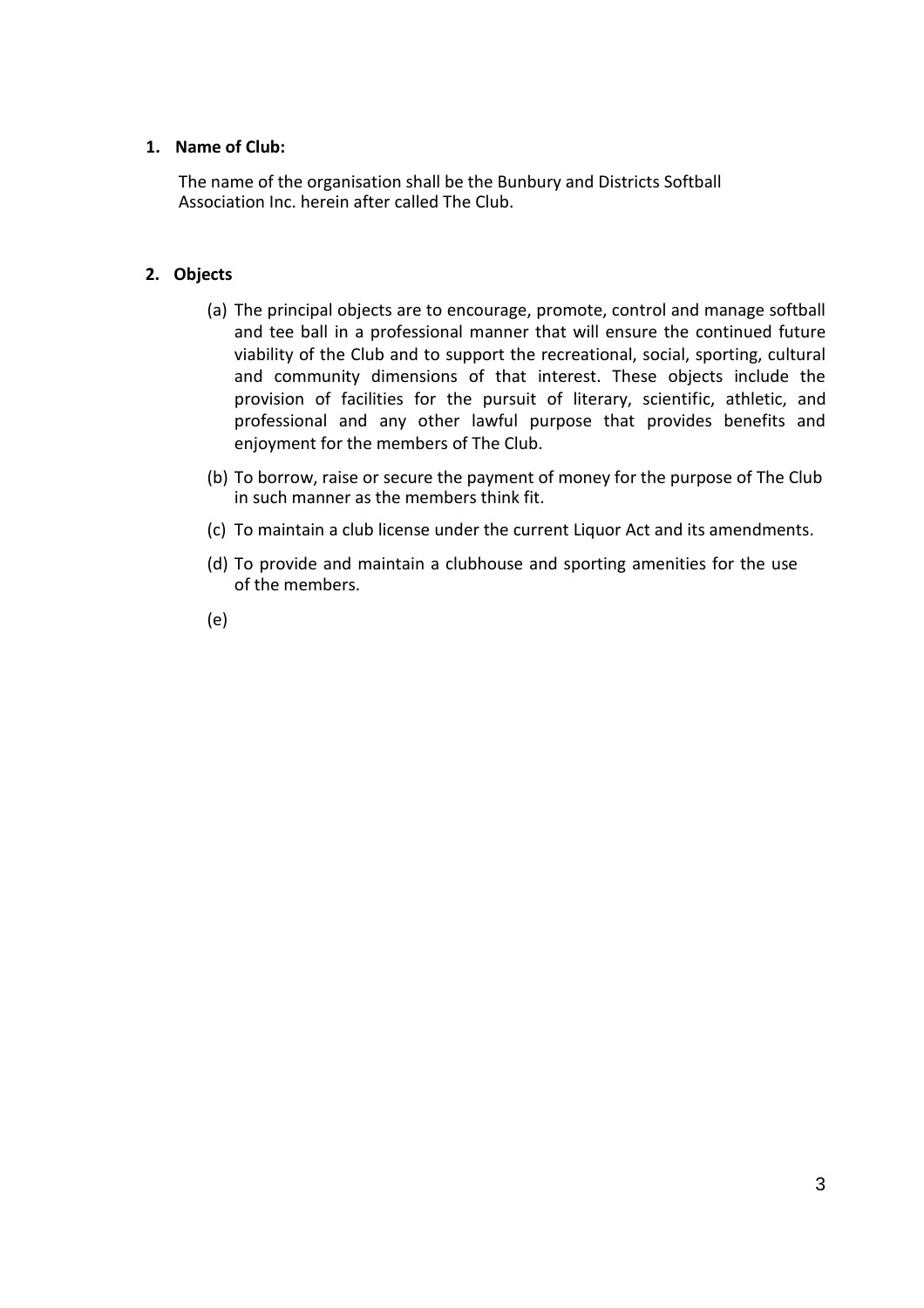1. **Name of Club:**

   The name of the organisation shall be the Bunbury and Districts Softball Association Inc. herein after called The Club.

2. **Objects**

   (a) The principal objects are to encourage, promote, control and manage softball and tee ball in a professional manner that will ensure the continued future viability of the Club and to support the recreational, social, sporting, cultural and community dimensions of that interest. These objects include the provision of facilities for the pursuit of literary, scientific, athletic, and professional and any other lawful purpose that provides benefits and enjoyment for the members of The Club.

   (b) To borrow, raise or secure the payment of money for the purpose of The Club in such manner as the members think fit.

   (c) To maintain a club license under the current Liquor Act and its amendments.

   (d) To provide and maintain a clubhouse and sporting amenities for the use of the members.

   (e)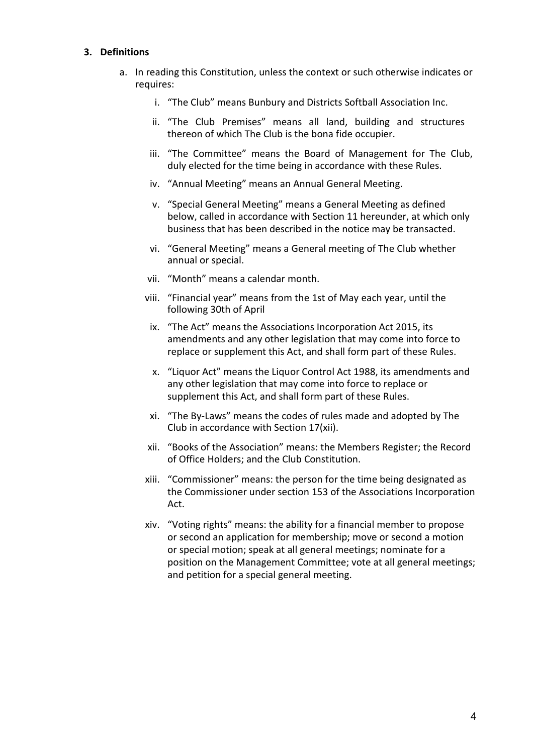### 3. Definitions

a. In reading this Constitution, unless the context or such otherwise indicates or requires:

   i. "The Club" means Bunbury and Districts Softball Association Inc.

   ii. "The Club Premises" means all land, building and structures thereon of which The Club is the bona fide occupier.

   iii. "The Committee" means the Board of Management for The Club, duly elected for the time being in accordance with these Rules.

   iv. "Annual Meeting" means an Annual General Meeting.

   v. "Special General Meeting" means a General Meeting as defined below, called in accordance with Section 11 hereunder, at which only business that has been described in the notice may be transacted.

   vi. "General Meeting" means a General meeting of The Club whether annual or special.

   vii. "Month" means a calendar month.

   viii. "Financial year" means from the 1st of May each year, until the following 30th of April

   ix. "The Act" means the Associations Incorporation Act 2015, its amendments and any other legislation that may come into force to replace or supplement this Act, and shall form part of these Rules.

   x. "Liquor Act" means the Liquor Control Act 1988, its amendments and any other legislation that may come into force to replace or supplement this Act, and shall form part of these Rules.

   xi. "The By-Laws" means the codes of rules made and adopted by The Club in accordance with Section 17(xii).

   xii. "Books of the Association" means: the Members Register; the Record of Office Holders; and the Club Constitution.

   xiii. "Commissioner" means: the person for the time being designated as the Commissioner under section 153 of the Associations Incorporation Act.

   xiv. "Voting rights" means: the ability for a financial member to propose or second an application for membership; move or second a motion or special motion; speak at all general meetings; nominate for a position on the Management Committee; vote at all general meetings; and petition for a special general meeting.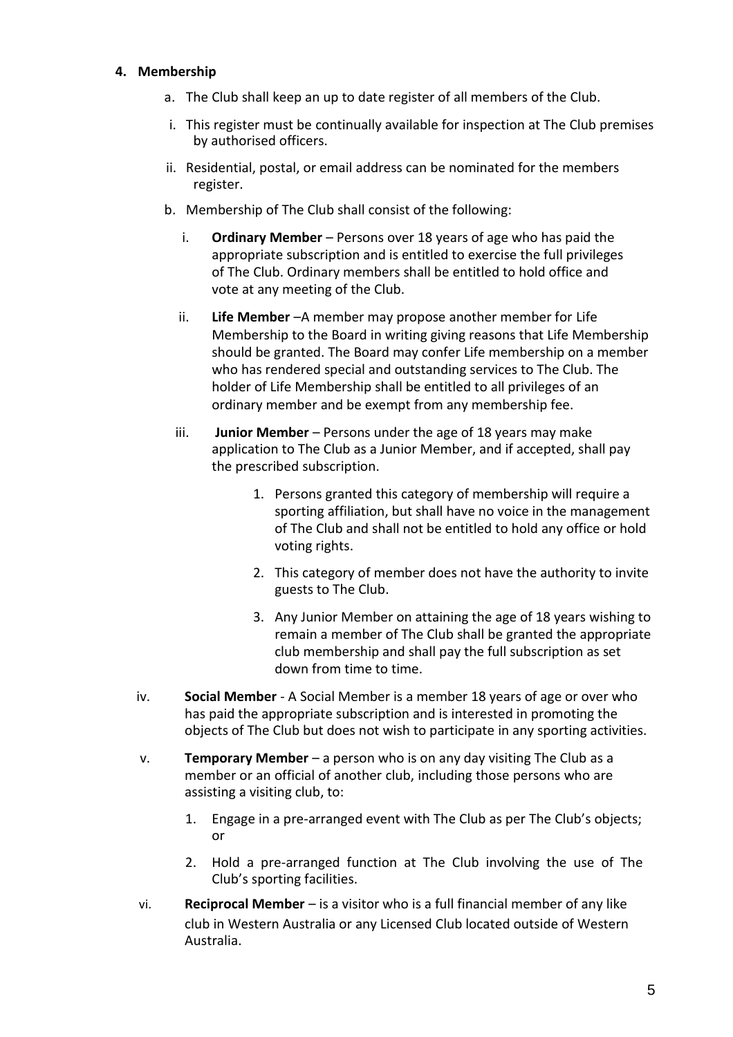**4. Membership**

a. The Club shall keep an up to date register of all members of the Club.

i. This register must be continually available for inspection at The Club premises by authorised officers.

ii. Residential, postal, or email address can be nominated for the members register.

b. Membership of The Club shall consist of the following:

i. **Ordinary Member** – Persons over 18 years of age who has paid the appropriate subscription and is entitled to exercise the full privileges of The Club. Ordinary members shall be entitled to hold office and vote at any meeting of the Club.

ii. **Life Member** –A member may propose another member for Life Membership to the Board in writing giving reasons that Life Membership should be granted. The Board may confer Life membership on a member who has rendered special and outstanding services to The Club. The holder of Life Membership shall be entitled to all privileges of an ordinary member and be exempt from any membership fee.

iii. **Junior Member** – Persons under the age of 18 years may make application to The Club as a Junior Member, and if accepted, shall pay the prescribed subscription.

1. Persons granted this category of membership will require a sporting affiliation, but shall have no voice in the management of The Club and shall not be entitled to hold any office or hold voting rights.
2. This category of member does not have the authority to invite guests to The Club.
3. Any Junior Member on attaining the age of 18 years wishing to remain a member of The Club shall be granted the appropriate club membership and shall pay the full subscription as set down from time to time.

iv. **Social Member** - A Social Member is a member 18 years of age or over who has paid the appropriate subscription and is interested in promoting the objects of The Club but does not wish to participate in any sporting activities.

v. **Temporary Member** – a person who is on any day visiting The Club as a member or an official of another club, including those persons who are assisting a visiting club, to:

1. Engage in a pre-arranged event with The Club as per The Club's objects; or
2. Hold a pre-arranged function at The Club involving the use of The Club's sporting facilities.

vi. **Reciprocal Member** – is a visitor who is a full financial member of any like club in Western Australia or any Licensed Club located outside of Western Australia.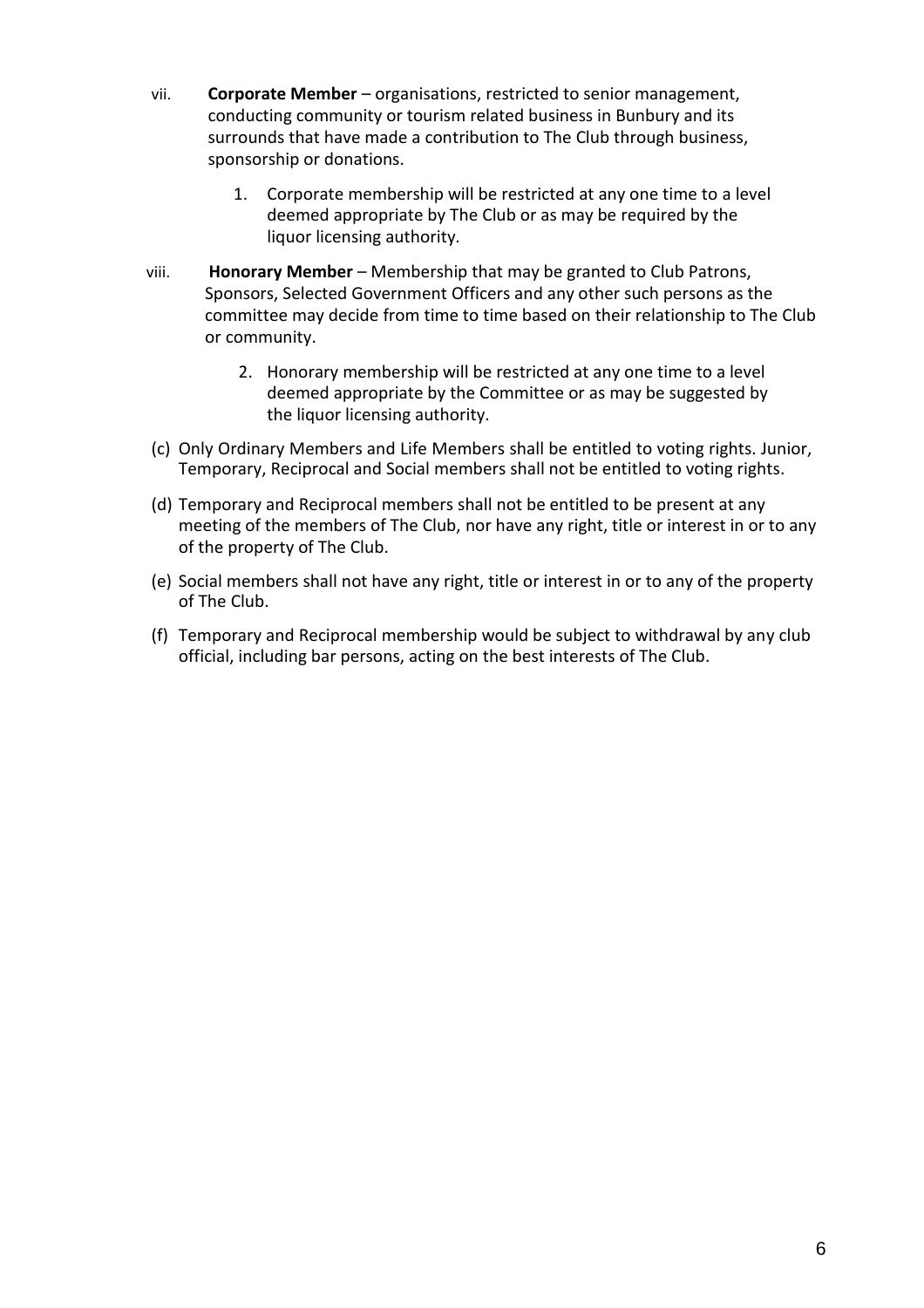vii. **Corporate Member** – organisations, restricted to senior management, conducting community or tourism related business in Bunbury and its surrounds that have made a contribution to The Club through business, sponsorship or donations.

   1. Corporate membership will be restricted at any one time to a level deemed appropriate by The Club or as may be required by the liquor licensing authority.

viii. **Honorary Member** – Membership that may be granted to Club Patrons, Sponsors, Selected Government Officers and any other such persons as the committee may decide from time to time based on their relationship to The Club or community.

   2. Honorary membership will be restricted at any one time to a level deemed appropriate by the Committee or as may be suggested by the liquor licensing authority.

(c) Only Ordinary Members and Life Members shall be entitled to voting rights. Junior, Temporary, Reciprocal and Social members shall not be entitled to voting rights.

(d) Temporary and Reciprocal members shall not be entitled to be present at any meeting of the members of The Club, nor have any right, title or interest in or to any of the property of The Club.

(e) Social members shall not have any right, title or interest in or to any of the property of The Club.

(f) Temporary and Reciprocal membership would be subject to withdrawal by any club official, including bar persons, acting on the best interests of The Club.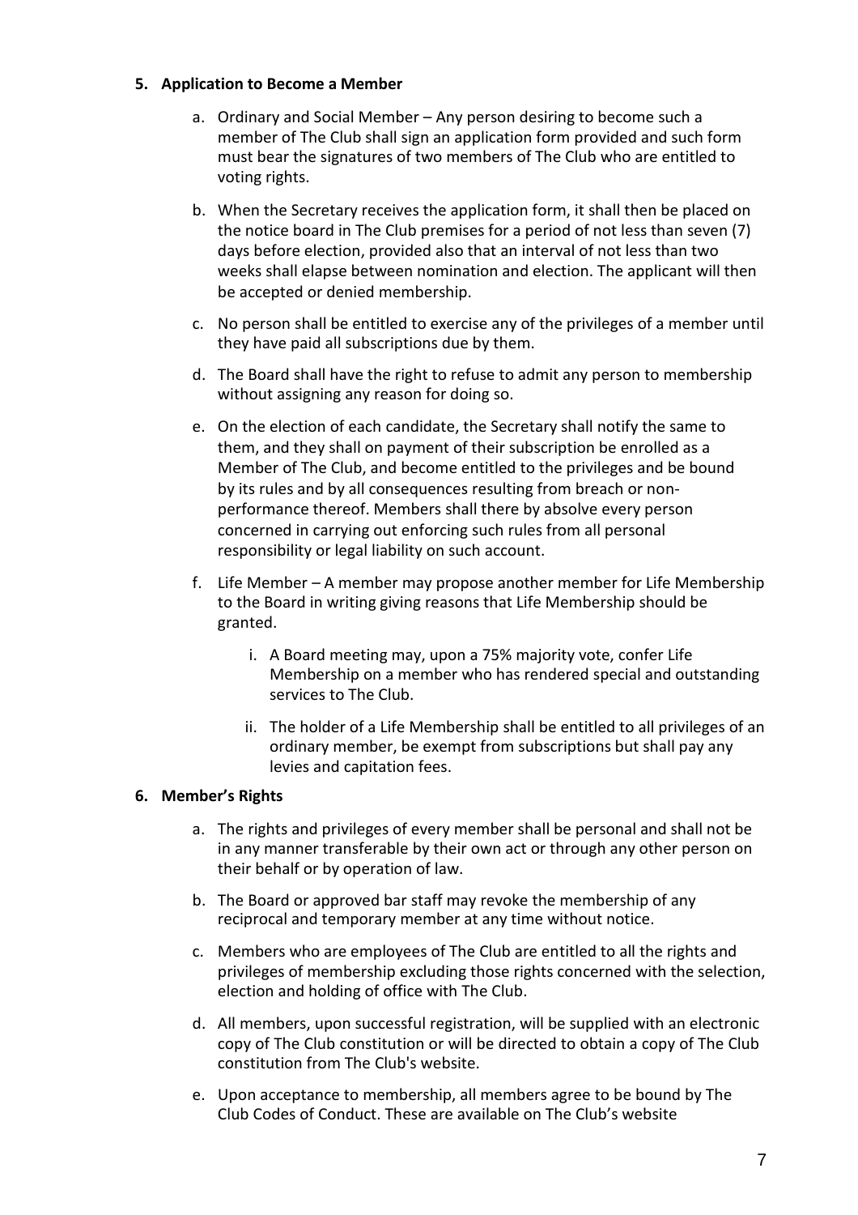**5. Application to Become a Member**

a. Ordinary and Social Member – Any person desiring to become such a member of The Club shall sign an application form provided and such form must bear the signatures of two members of The Club who are entitled to voting rights.

b. When the Secretary receives the application form, it shall then be placed on the notice board in The Club premises for a period of not less than seven (7) days before election, provided also that an interval of not less than two weeks shall elapse between nomination and election. The applicant will then be accepted or denied membership.

c. No person shall be entitled to exercise any of the privileges of a member until they have paid all subscriptions due by them.

d. The Board shall have the right to refuse to admit any person to membership without assigning any reason for doing so.

e. On the election of each candidate, the Secretary shall notify the same to them, and they shall on payment of their subscription be enrolled as a Member of The Club, and become entitled to the privileges and be bound by its rules and by all consequences resulting from breach or non-performance thereof. Members shall there by absolve every person concerned in carrying out enforcing such rules from all personal responsibility or legal liability on such account.

f. Life Member – A member may propose another member for Life Membership to the Board in writing giving reasons that Life Membership should be granted.

   i. A Board meeting may, upon a 75% majority vote, confer Life Membership on a member who has rendered special and outstanding services to The Club.

   ii. The holder of a Life Membership shall be entitled to all privileges of an ordinary member, be exempt from subscriptions but shall pay any levies and capitation fees.

**6. Member's Rights**

a. The rights and privileges of every member shall be personal and shall not be in any manner transferable by their own act or through any other person on their behalf or by operation of law.

b. The Board or approved bar staff may revoke the membership of any reciprocal and temporary member at any time without notice.

c. Members who are employees of The Club are entitled to all the rights and privileges of membership excluding those rights concerned with the selection, election and holding of office with The Club.

d. All members, upon successful registration, will be supplied with an electronic copy of The Club constitution or will be directed to obtain a copy of The Club constitution from The Club's website.

e. Upon acceptance to membership, all members agree to be bound by The Club Codes of Conduct. These are available on The Club's website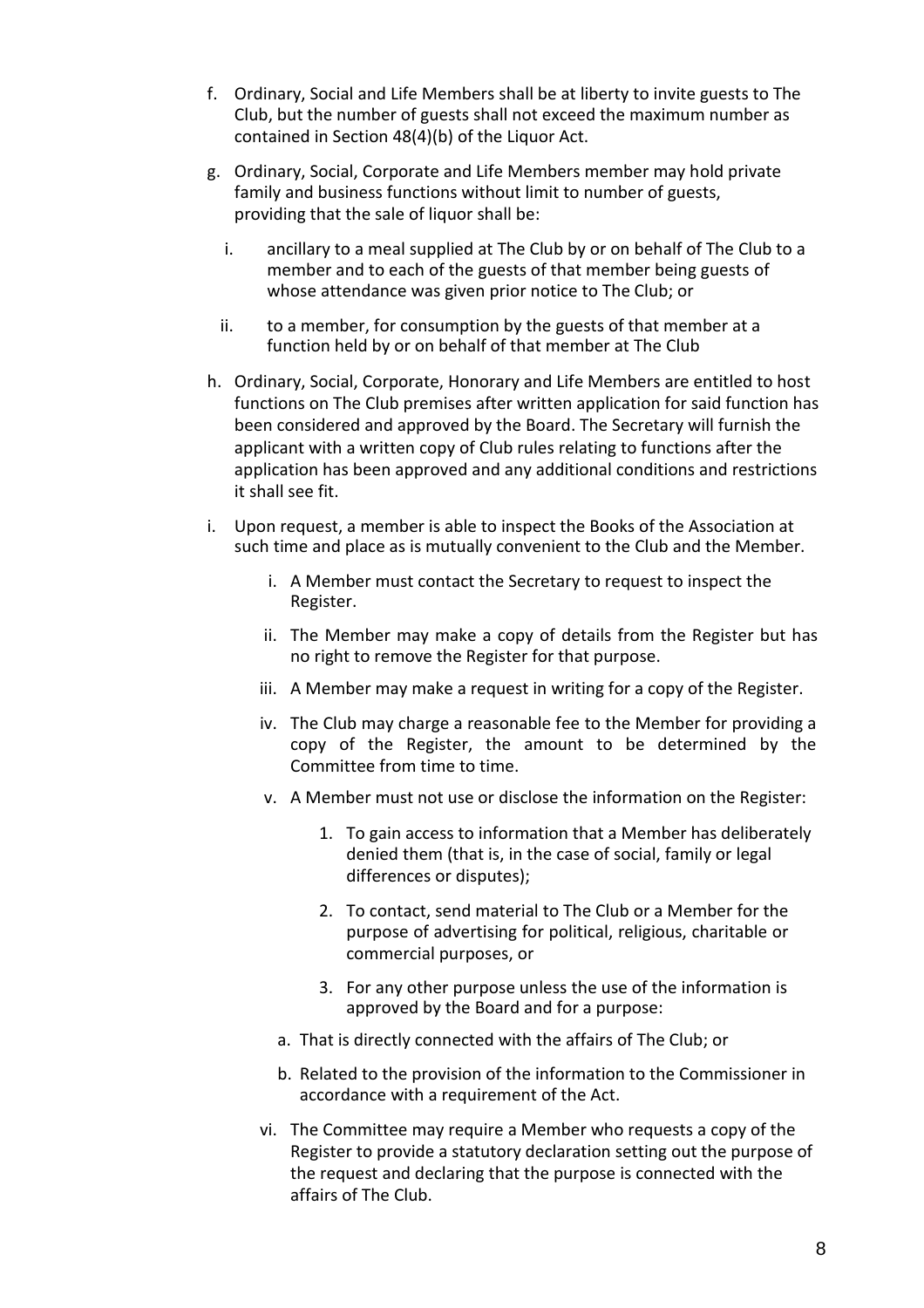f. Ordinary, Social and Life Members shall be at liberty to invite guests to The Club, but the number of guests shall not exceed the maximum number as contained in Section 48(4)(b) of the Liquor Act.

g. Ordinary, Social, Corporate and Life Members member may hold private family and business functions without limit to number of guests, providing that the sale of liquor shall be:

   i. ancillary to a meal supplied at The Club by or on behalf of The Club to a member and to each of the guests of that member being guests of whose attendance was given prior notice to The Club; or

   ii. to a member, for consumption by the guests of that member at a function held by or on behalf of that member at The Club

h. Ordinary, Social, Corporate, Honorary and Life Members are entitled to host functions on The Club premises after written application for said function has been considered and approved by the Board. The Secretary will furnish the applicant with a written copy of Club rules relating to functions after the application has been approved and any additional conditions and restrictions it shall see fit.

i. Upon request, a member is able to inspect the Books of the Association at such time and place as is mutually convenient to the Club and the Member.

   i. A Member must contact the Secretary to request to inspect the Register.

   ii. The Member may make a copy of details from the Register but has no right to remove the Register for that purpose.

   iii. A Member may make a request in writing for a copy of the Register.

   iv. The Club may charge a reasonable fee to the Member for providing a copy of the Register, the amount to be determined by the Committee from time to time.

   v. A Member must not use or disclose the information on the Register:

      1. To gain access to information that a Member has deliberately denied them (that is, in the case of social, family or legal differences or disputes);

      2. To contact, send material to The Club or a Member for the purpose of advertising for political, religious, charitable or commercial purposes, or

      3. For any other purpose unless the use of the information is approved by the Board and for a purpose:

      a. That is directly connected with the affairs of The Club; or

      b. Related to the provision of the information to the Commissioner in accordance with a requirement of the Act.

   vi. The Committee may require a Member who requests a copy of the Register to provide a statutory declaration setting out the purpose of the request and declaring that the purpose is connected with the affairs of The Club.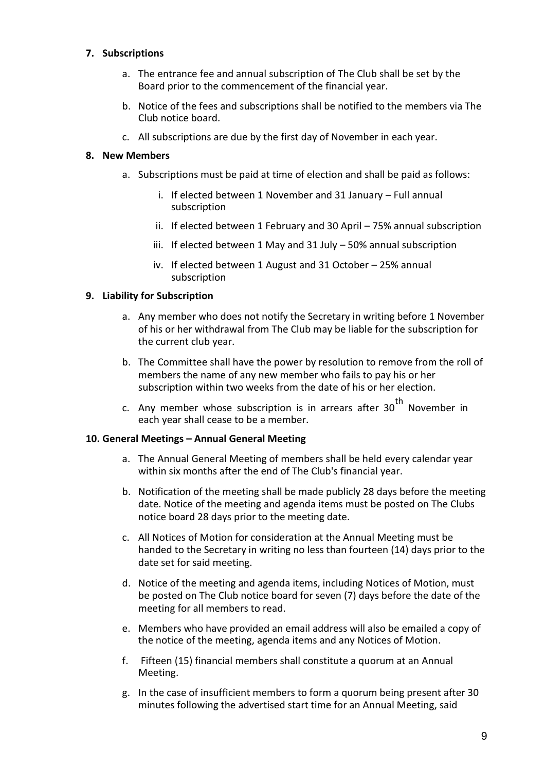**7. Subscriptions**

a. The entrance fee and annual subscription of The Club shall be set by the Board prior to the commencement of the financial year.

b. Notice of the fees and subscriptions shall be notified to the members via The Club notice board.

c. All subscriptions are due by the first day of November in each year.

**8. New Members**

a. Subscriptions must be paid at time of election and shall be paid as follows:

   i. If elected between 1 November and 31 January – Full annual subscription

   ii. If elected between 1 February and 30 April – 75% annual subscription

   iii. If elected between 1 May and 31 July – 50% annual subscription

   iv. If elected between 1 August and 31 October – 25% annual subscription

**9. Liability for Subscription**

a. Any member who does not notify the Secretary in writing before 1 November of his or her withdrawal from The Club may be liable for the subscription for the current club year.

b. The Committee shall have the power by resolution to remove from the roll of members the name of any new member who fails to pay his or her subscription within two weeks from the date of his or her election.

c. Any member whose subscription is in arrears after 30th November in each year shall cease to be a member.

**10. General Meetings – Annual General Meeting**

a. The Annual General Meeting of members shall be held every calendar year within six months after the end of The Club's financial year.

b. Notification of the meeting shall be made publicly 28 days before the meeting date. Notice of the meeting and agenda items must be posted on The Clubs notice board 28 days prior to the meeting date.

c. All Notices of Motion for consideration at the Annual Meeting must be handed to the Secretary in writing no less than fourteen (14) days prior to the date set for said meeting.

d. Notice of the meeting and agenda items, including Notices of Motion, must be posted on The Club notice board for seven (7) days before the date of the meeting for all members to read.

e. Members who have provided an email address will also be emailed a copy of the notice of the meeting, agenda items and any Notices of Motion.

f. Fifteen (15) financial members shall constitute a quorum at an Annual Meeting.

g. In the case of insufficient members to form a quorum being present after 30 minutes following the advertised start time for an Annual Meeting, said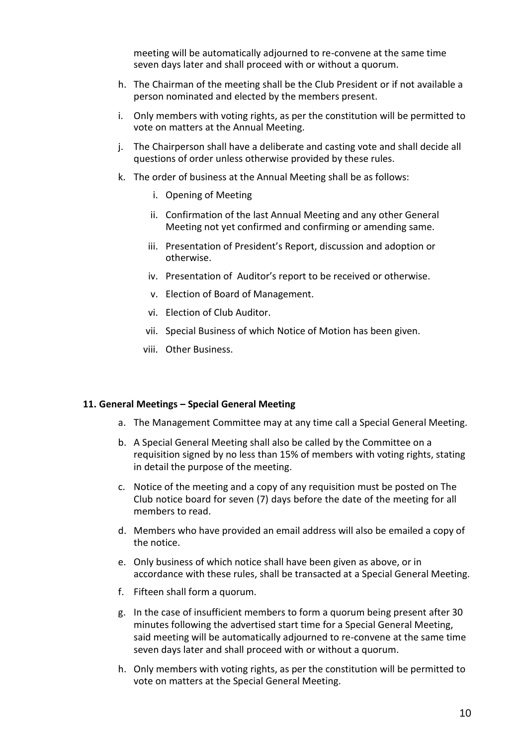meeting will be automatically adjourned to re-convene at the same time seven days later and shall proceed with or without a quorum.

h. The Chairman of the meeting shall be the Club President or if not available a person nominated and elected by the members present.

i. Only members with voting rights, as per the constitution will be permitted to vote on matters at the Annual Meeting.

j. The Chairperson shall have a deliberate and casting vote and shall decide all questions of order unless otherwise provided by these rules.

k. The order of business at the Annual Meeting shall be as follows:

   i. Opening of Meeting

   ii. Confirmation of the last Annual Meeting and any other General Meeting not yet confirmed and confirming or amending same.

   iii. Presentation of President's Report, discussion and adoption or otherwise.

   iv. Presentation of Auditor's report to be received or otherwise.

   v. Election of Board of Management.

   vi. Election of Club Auditor.

   vii. Special Business of which Notice of Motion has been given.

   viii. Other Business.

**11. General Meetings – Special General Meeting**

a. The Management Committee may at any time call a Special General Meeting.

b. A Special General Meeting shall also be called by the Committee on a requisition signed by no less than 15% of members with voting rights, stating in detail the purpose of the meeting.

c. Notice of the meeting and a copy of any requisition must be posted on The Club notice board for seven (7) days before the date of the meeting for all members to read.

d. Members who have provided an email address will also be emailed a copy of the notice.

e. Only business of which notice shall have been given as above, or in accordance with these rules, shall be transacted at a Special General Meeting.

f. Fifteen shall form a quorum.

g. In the case of insufficient members to form a quorum being present after 30 minutes following the advertised start time for a Special General Meeting, said meeting will be automatically adjourned to re-convene at the same time seven days later and shall proceed with or without a quorum.

h. Only members with voting rights, as per the constitution will be permitted to vote on matters at the Special General Meeting.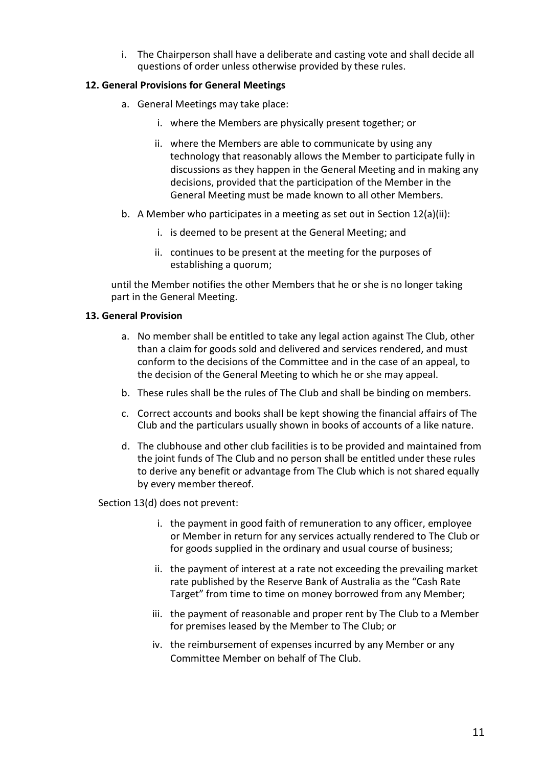i. The Chairperson shall have a deliberate and casting vote and shall decide all questions of order unless otherwise provided by these rules.

**12. General Provisions for General Meetings**

a. General Meetings may take place:

   i. where the Members are physically present together; or

   ii. where the Members are able to communicate by using any technology that reasonably allows the Member to participate fully in discussions as they happen in the General Meeting and in making any decisions, provided that the participation of the Member in the General Meeting must be made known to all other Members.

b. A Member who participates in a meeting as set out in Section 12(a)(ii):

   i. is deemed to be present at the General Meeting; and

   ii. continues to be present at the meeting for the purposes of establishing a quorum;

until the Member notifies the other Members that he or she is no longer taking part in the General Meeting.

**13. General Provision**

a. No member shall be entitled to take any legal action against The Club, other than a claim for goods sold and delivered and services rendered, and must conform to the decisions of the Committee and in the case of an appeal, to the decision of the General Meeting to which he or she may appeal.

b. These rules shall be the rules of The Club and shall be binding on members.

c. Correct accounts and books shall be kept showing the financial affairs of The Club and the particulars usually shown in books of accounts of a like nature.

d. The clubhouse and other club facilities is to be provided and maintained from the joint funds of The Club and no person shall be entitled under these rules to derive any benefit or advantage from The Club which is not shared equally by every member thereof.

Section 13(d) does not prevent:

   i. the payment in good faith of remuneration to any officer, employee or Member in return for any services actually rendered to The Club or for goods supplied in the ordinary and usual course of business;

   ii. the payment of interest at a rate not exceeding the prevailing market rate published by the Reserve Bank of Australia as the "Cash Rate Target" from time to time on money borrowed from any Member;

   iii. the payment of reasonable and proper rent by The Club to a Member for premises leased by the Member to The Club; or

   iv. the reimbursement of expenses incurred by any Member or any Committee Member on behalf of The Club.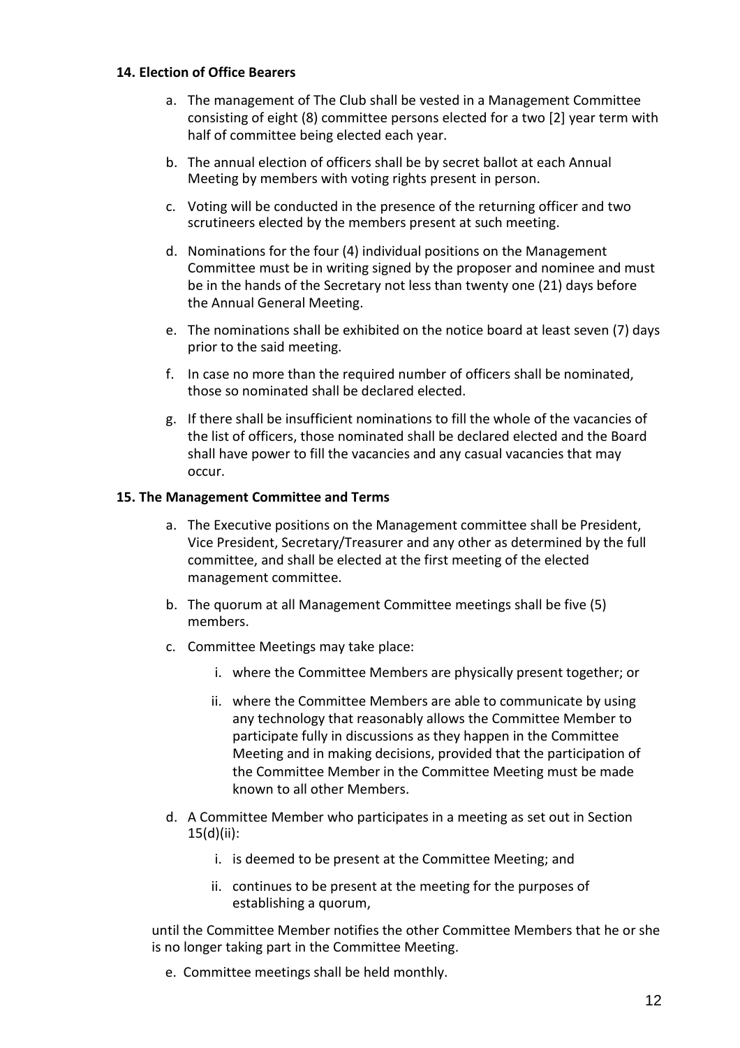**14. Election of Office Bearers**

a. The management of The Club shall be vested in a Management Committee consisting of eight (8) committee persons elected for a two [2] year term with half of committee being elected each year.

b. The annual election of officers shall be by secret ballot at each Annual Meeting by members with voting rights present in person.

c. Voting will be conducted in the presence of the returning officer and two scrutineers elected by the members present at such meeting.

d. Nominations for the four (4) individual positions on the Management Committee must be in writing signed by the proposer and nominee and must be in the hands of the Secretary not less than twenty one (21) days before the Annual General Meeting.

e. The nominations shall be exhibited on the notice board at least seven (7) days prior to the said meeting.

f. In case no more than the required number of officers shall be nominated, those so nominated shall be declared elected.

g. If there shall be insufficient nominations to fill the whole of the vacancies of the list of officers, those nominated shall be declared elected and the Board shall have power to fill the vacancies and any casual vacancies that may occur.

**15. The Management Committee and Terms**

a. The Executive positions on the Management committee shall be President, Vice President, Secretary/Treasurer and any other as determined by the full committee, and shall be elected at the first meeting of the elected management committee.

b. The quorum at all Management Committee meetings shall be five (5) members.

c. Committee Meetings may take place:

   i. where the Committee Members are physically present together; or

   ii. where the Committee Members are able to communicate by using any technology that reasonably allows the Committee Member to participate fully in discussions as they happen in the Committee Meeting and in making decisions, provided that the participation of the Committee Member in the Committee Meeting must be made known to all other Members.

d. A Committee Member who participates in a meeting as set out in Section 15(d)(ii):

   i. is deemed to be present at the Committee Meeting; and

   ii. continues to be present at the meeting for the purposes of establishing a quorum,

until the Committee Member notifies the other Committee Members that he or she is no longer taking part in the Committee Meeting.

e. Committee meetings shall be held monthly.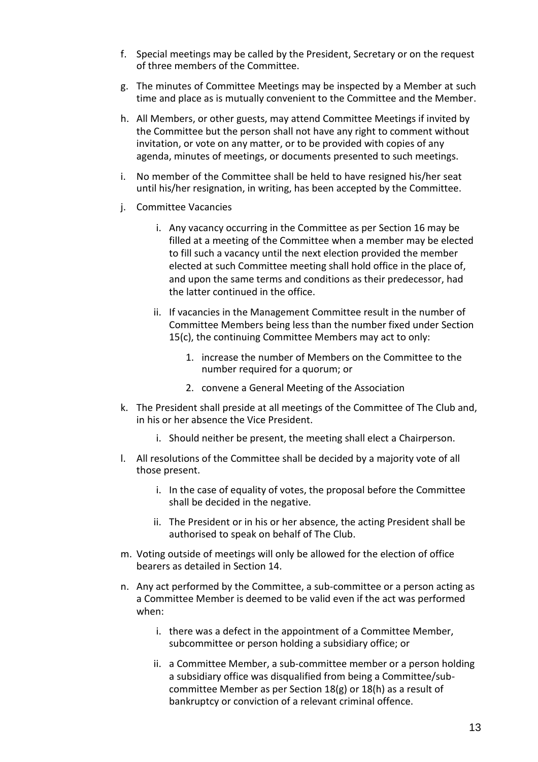f. Special meetings may be called by the President, Secretary or on the request of three members of the Committee.

g. The minutes of Committee Meetings may be inspected by a Member at such time and place as is mutually convenient to the Committee and the Member.

h. All Members, or other guests, may attend Committee Meetings if invited by the Committee but the person shall not have any right to comment without invitation, or vote on any matter, or to be provided with copies of any agenda, minutes of meetings, or documents presented to such meetings.

i. No member of the Committee shall be held to have resigned his/her seat until his/her resignation, in writing, has been accepted by the Committee.

j. Committee Vacancies

    i. Any vacancy occurring in the Committee as per Section 16 may be filled at a meeting of the Committee when a member may be elected to fill such a vacancy until the next election provided the member elected at such Committee meeting shall hold office in the place of, and upon the same terms and conditions as their predecessor, had the latter continued in the office.

    ii. If vacancies in the Management Committee result in the number of Committee Members being less than the number fixed under Section 15(c), the continuing Committee Members may act to only:

        1. increase the number of Members on the Committee to the number required for a quorum; or

        2. convene a General Meeting of the Association

k. The President shall preside at all meetings of the Committee of The Club and, in his or her absence the Vice President.

    i. Should neither be present, the meeting shall elect a Chairperson.

l. All resolutions of the Committee shall be decided by a majority vote of all those present.

    i. In the case of equality of votes, the proposal before the Committee shall be decided in the negative.

    ii. The President or in his or her absence, the acting President shall be authorised to speak on behalf of The Club.

m. Voting outside of meetings will only be allowed for the election of office bearers as detailed in Section 14.

n. Any act performed by the Committee, a sub-committee or a person acting as a Committee Member is deemed to be valid even if the act was performed when:

    i. there was a defect in the appointment of a Committee Member, subcommittee or person holding a subsidiary office; or

    ii. a Committee Member, a sub-committee member or a person holding a subsidiary office was disqualified from being a Committee/sub-committee Member as per Section 18(g) or 18(h) as a result of bankruptcy or conviction of a relevant criminal offence.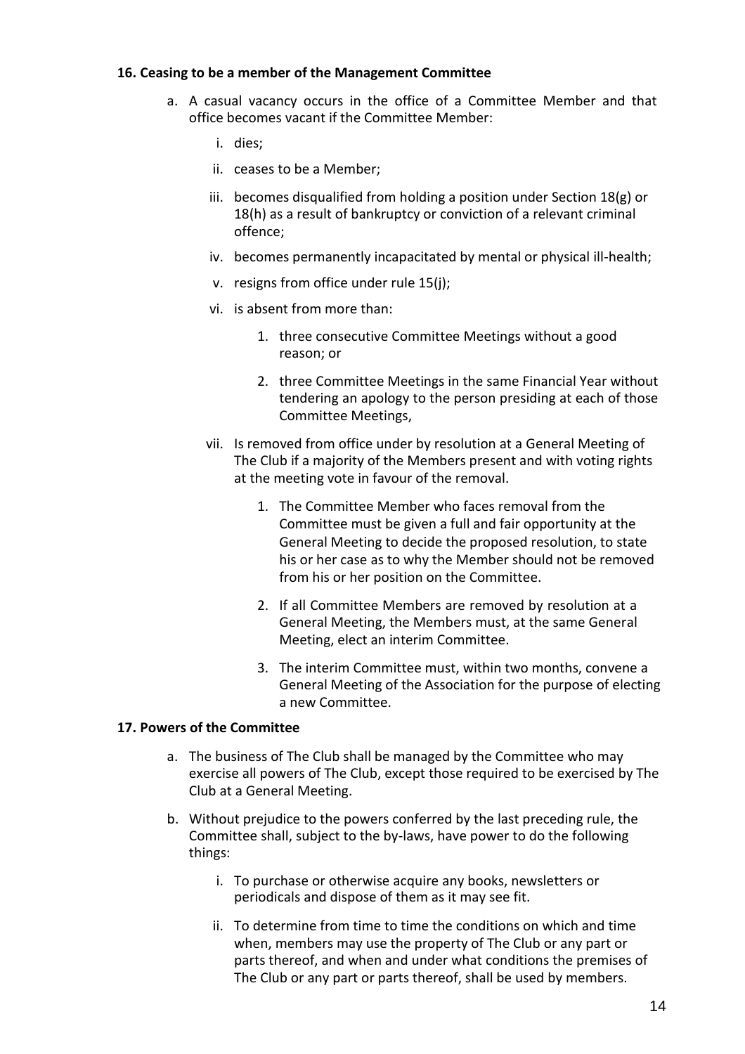#### 16. Ceasing to be a member of the Management Committee

a. A casual vacancy occurs in the office of a Committee Member and that office becomes vacant if the Committee Member:

   i. dies;

   ii. ceases to be a Member;

   iii. becomes disqualified from holding a position under Section 18(g) or 18(h) as a result of bankruptcy or conviction of a relevant criminal offence;

   iv. becomes permanently incapacitated by mental or physical ill-health;

   v. resigns from office under rule 15(j);

   vi. is absent from more than:

      1. three consecutive Committee Meetings without a good reason; or

      2. three Committee Meetings in the same Financial Year without tendering an apology to the person presiding at each of those Committee Meetings,

   vii. Is removed from office under by resolution at a General Meeting of The Club if a majority of the Members present and with voting rights at the meeting vote in favour of the removal.

      1. The Committee Member who faces removal from the Committee must be given a full and fair opportunity at the General Meeting to decide the proposed resolution, to state his or her case as to why the Member should not be removed from his or her position on the Committee.

      2. If all Committee Members are removed by resolution at a General Meeting, the Members must, at the same General Meeting, elect an interim Committee.

      3. The interim Committee must, within two months, convene a General Meeting of the Association for the purpose of electing a new Committee.

#### 17. Powers of the Committee

a. The business of The Club shall be managed by the Committee who may exercise all powers of The Club, except those required to be exercised by The Club at a General Meeting.

b. Without prejudice to the powers conferred by the last preceding rule, the Committee shall, subject to the by-laws, have power to do the following things:

   i. To purchase or otherwise acquire any books, newsletters or periodicals and dispose of them as it may see fit.

   ii. To determine from time to time the conditions on which and time when, members may use the property of The Club or any part or parts thereof, and when and under what conditions the premises of The Club or any part or parts thereof, shall be used by members.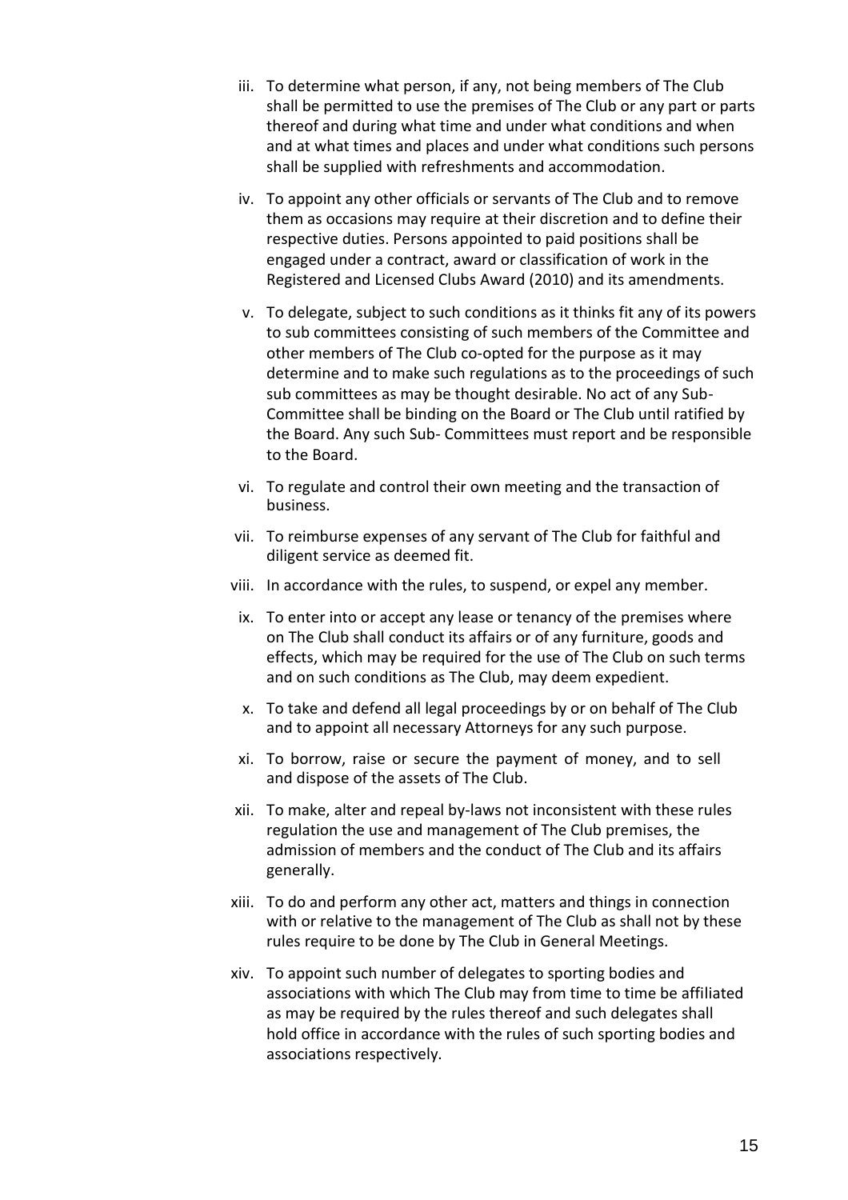iii. To determine what person, if any, not being members of The Club shall be permitted to use the premises of The Club or any part or parts thereof and during what time and under what conditions and when and at what times and places and under what conditions such persons shall be supplied with refreshments and accommodation.

iv. To appoint any other officials or servants of The Club and to remove them as occasions may require at their discretion and to define their respective duties. Persons appointed to paid positions shall be engaged under a contract, award or classification of work in the Registered and Licensed Clubs Award (2010) and its amendments.

v. To delegate, subject to such conditions as it thinks fit any of its powers to sub committees consisting of such members of the Committee and other members of The Club co-opted for the purpose as it may determine and to make such regulations as to the proceedings of such sub committees as may be thought desirable. No act of any Sub-Committee shall be binding on the Board or The Club until ratified by the Board. Any such Sub- Committees must report and be responsible to the Board.

vi. To regulate and control their own meeting and the transaction of business.

vii. To reimburse expenses of any servant of The Club for faithful and diligent service as deemed fit.

viii. In accordance with the rules, to suspend, or expel any member.

ix. To enter into or accept any lease or tenancy of the premises where on The Club shall conduct its affairs or of any furniture, goods and effects, which may be required for the use of The Club on such terms and on such conditions as The Club, may deem expedient.

x. To take and defend all legal proceedings by or on behalf of The Club and to appoint all necessary Attorneys for any such purpose.

xi. To borrow, raise or secure the payment of money, and to sell and dispose of the assets of The Club.

xii. To make, alter and repeal by-laws not inconsistent with these rules regulation the use and management of The Club premises, the admission of members and the conduct of The Club and its affairs generally.

xiii. To do and perform any other act, matters and things in connection with or relative to the management of The Club as shall not by these rules require to be done by The Club in General Meetings.

xiv. To appoint such number of delegates to sporting bodies and associations with which The Club may from time to time be affiliated as may be required by the rules thereof and such delegates shall hold office in accordance with the rules of such sporting bodies and associations respectively.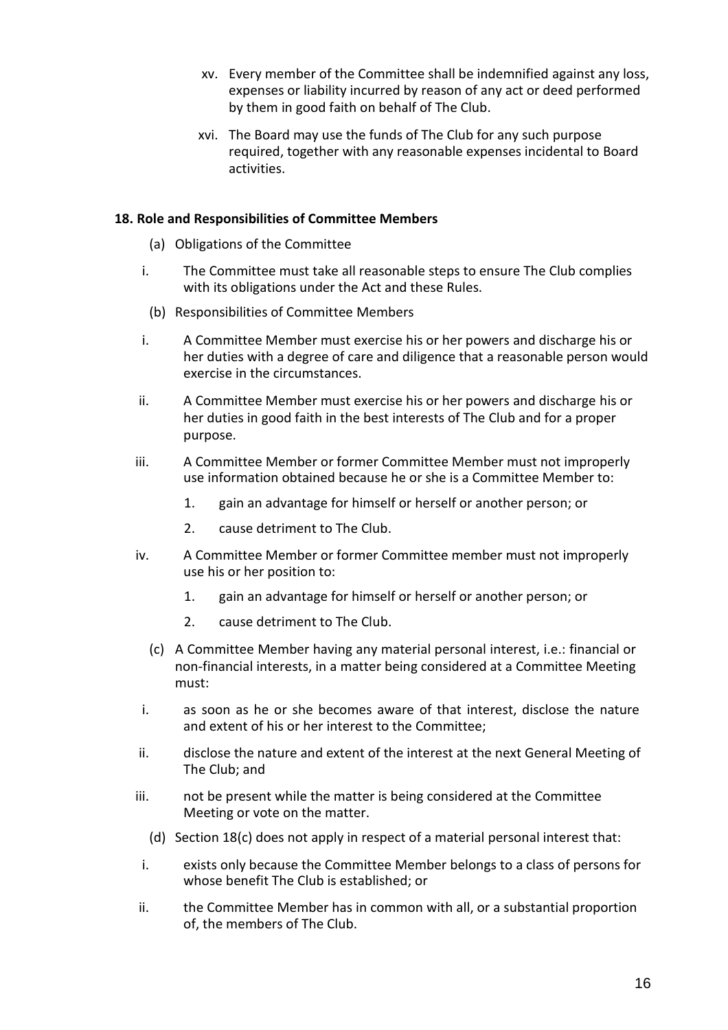xv. Every member of the Committee shall be indemnified against any loss, expenses or liability incurred by reason of any act or deed performed by them in good faith on behalf of The Club.

xvi. The Board may use the funds of The Club for any such purpose required, together with any reasonable expenses incidental to Board activities.

**18. Role and Responsibilities of Committee Members**

(a) Obligations of the Committee

i. The Committee must take all reasonable steps to ensure The Club complies with its obligations under the Act and these Rules.

(b) Responsibilities of Committee Members

i. A Committee Member must exercise his or her powers and discharge his or her duties with a degree of care and diligence that a reasonable person would exercise in the circumstances.

ii. A Committee Member must exercise his or her powers and discharge his or her duties in good faith in the best interests of The Club and for a proper purpose.

iii. A Committee Member or former Committee Member must not improperly use information obtained because he or she is a Committee Member to:

1. gain an advantage for himself or herself or another person; or
2. cause detriment to The Club.

iv. A Committee Member or former Committee member must not improperly use his or her position to:

1. gain an advantage for himself or herself or another person; or
2. cause detriment to The Club.

(c) A Committee Member having any material personal interest, i.e.: financial or non-financial interests, in a matter being considered at a Committee Meeting must:

i. as soon as he or she becomes aware of that interest, disclose the nature and extent of his or her interest to the Committee;

ii. disclose the nature and extent of the interest at the next General Meeting of The Club; and

iii. not be present while the matter is being considered at the Committee Meeting or vote on the matter.

(d) Section 18(c) does not apply in respect of a material personal interest that:

i. exists only because the Committee Member belongs to a class of persons for whose benefit The Club is established; or

ii. the Committee Member has in common with all, or a substantial proportion of, the members of The Club.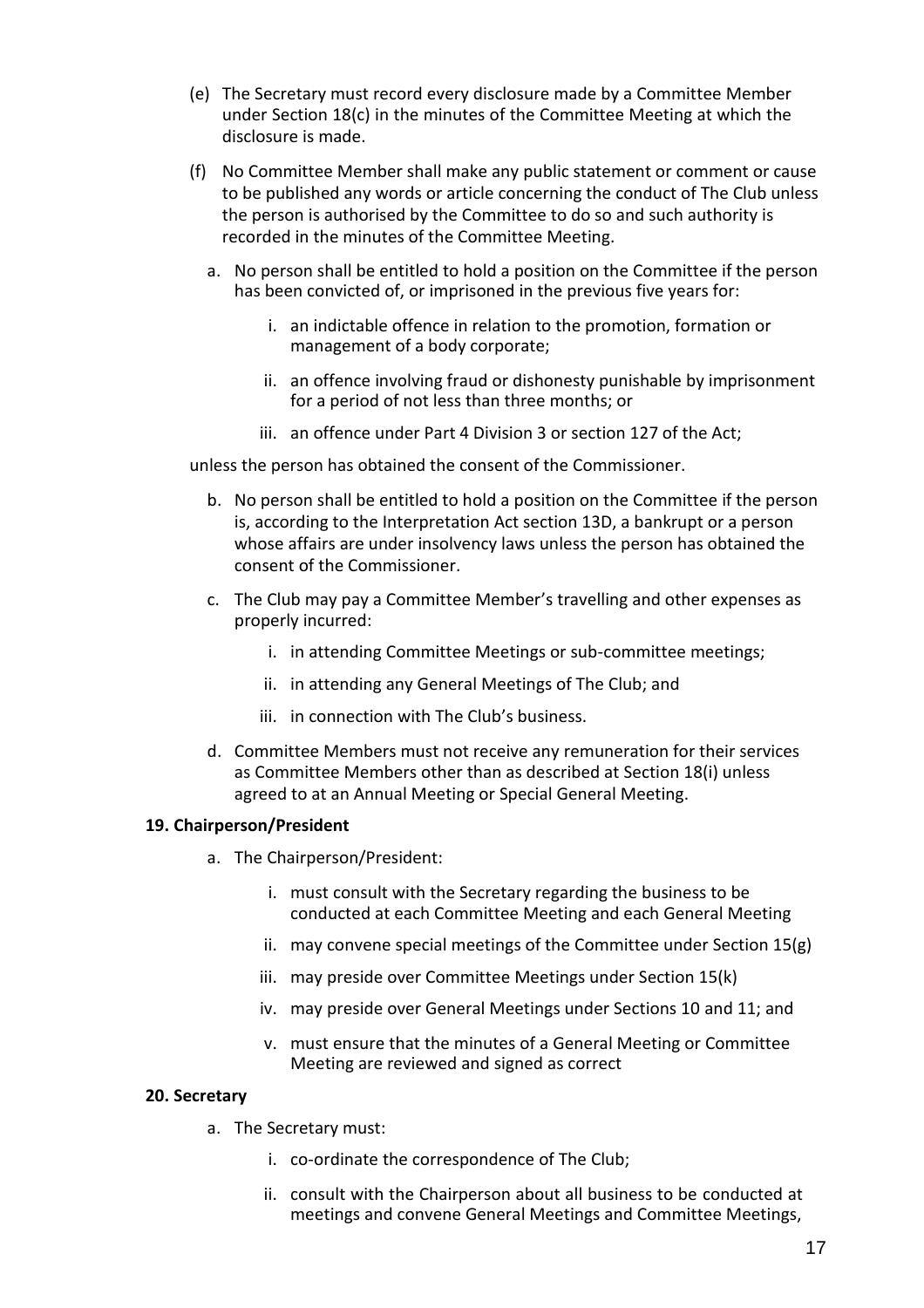(e) The Secretary must record every disclosure made by a Committee Member under Section 18(c) in the minutes of the Committee Meeting at which the disclosure is made.

(f) No Committee Member shall make any public statement or comment or cause to be published any words or article concerning the conduct of The Club unless the person is authorised by the Committee to do so and such authority is recorded in the minutes of the Committee Meeting.

a. No person shall be entitled to hold a position on the Committee if the person has been convicted of, or imprisoned in the previous five years for:

   i. an indictable offence in relation to the promotion, formation or management of a body corporate;

   ii. an offence involving fraud or dishonesty punishable by imprisonment for a period of not less than three months; or

   iii. an offence under Part 4 Division 3 or section 127 of the Act;

unless the person has obtained the consent of the Commissioner.

b. No person shall be entitled to hold a position on the Committee if the person is, according to the Interpretation Act section 13D, a bankrupt or a person whose affairs are under insolvency laws unless the person has obtained the consent of the Commissioner.

c. The Club may pay a Committee Member's travelling and other expenses as properly incurred:

   i. in attending Committee Meetings or sub-committee meetings;

   ii. in attending any General Meetings of The Club; and

   iii. in connection with The Club's business.

d. Committee Members must not receive any remuneration for their services as Committee Members other than as described at Section 18(i) unless agreed to at an Annual Meeting or Special General Meeting.

**19. Chairperson/President**

a. The Chairperson/President:

   i. must consult with the Secretary regarding the business to be conducted at each Committee Meeting and each General Meeting

   ii. may convene special meetings of the Committee under Section 15(g)

   iii. may preside over Committee Meetings under Section 15(k)

   iv. may preside over General Meetings under Sections 10 and 11; and

   v. must ensure that the minutes of a General Meeting or Committee Meeting are reviewed and signed as correct

**20. Secretary**

a. The Secretary must:

   i. co-ordinate the correspondence of The Club;

   ii. consult with the Chairperson about all business to be conducted at meetings and convene General Meetings and Committee Meetings,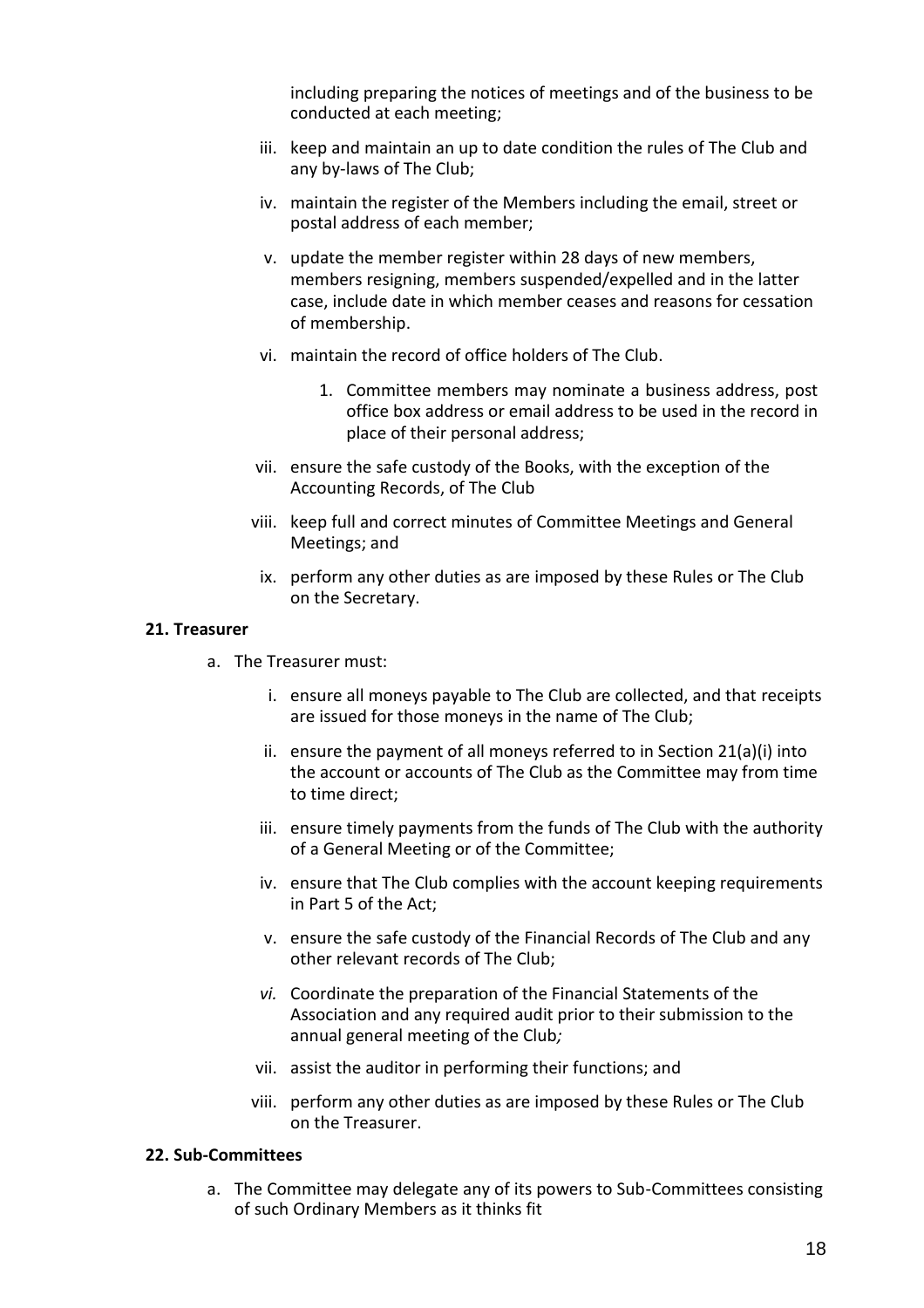including preparing the notices of meetings and of the business to be conducted at each meeting;

iii. keep and maintain an up to date condition the rules of The Club and any by-laws of The Club;

iv. maintain the register of the Members including the email, street or postal address of each member;

v. update the member register within 28 days of new members, members resigning, members suspended/expelled and in the latter case, include date in which member ceases and reasons for cessation of membership.

vi. maintain the record of office holders of The Club.

   1. Committee members may nominate a business address, post office box address or email address to be used in the record in place of their personal address;

vii. ensure the safe custody of the Books, with the exception of the Accounting Records, of The Club

viii. keep full and correct minutes of Committee Meetings and General Meetings; and

ix. perform any other duties as are imposed by these Rules or The Club on the Secretary.

**21. Treasurer**

a. The Treasurer must:

   i. ensure all moneys payable to The Club are collected, and that receipts are issued for those moneys in the name of The Club;

   ii. ensure the payment of all moneys referred to in Section 21(a)(i) into the account or accounts of The Club as the Committee may from time to time direct;

   iii. ensure timely payments from the funds of The Club with the authority of a General Meeting or of the Committee;

   iv. ensure that The Club complies with the account keeping requirements in Part 5 of the Act;

   v. ensure the safe custody of the Financial Records of The Club and any other relevant records of The Club;

   *vi.* Coordinate the preparation of the Financial Statements of the Association and any required audit prior to their submission to the annual general meeting of the Club*;*

   vii. assist the auditor in performing their functions; and

   viii. perform any other duties as are imposed by these Rules or The Club on the Treasurer.

**22. Sub-Committees**

a. The Committee may delegate any of its powers to Sub-Committees consisting of such Ordinary Members as it thinks fit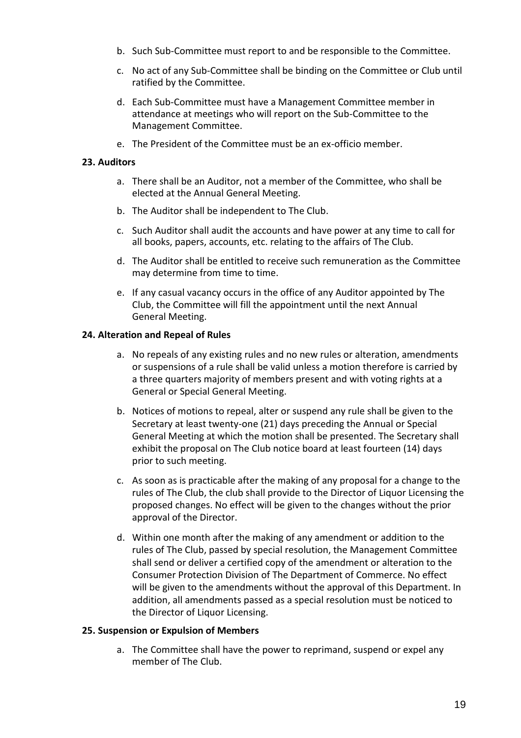b. Such Sub-Committee must report to and be responsible to the Committee.

c. No act of any Sub-Committee shall be binding on the Committee or Club until ratified by the Committee.

d. Each Sub-Committee must have a Management Committee member in attendance at meetings who will report on the Sub-Committee to the Management Committee.

e. The President of the Committee must be an ex-officio member.

**23. Auditors**

a. There shall be an Auditor, not a member of the Committee, who shall be elected at the Annual General Meeting.

b. The Auditor shall be independent to The Club.

c. Such Auditor shall audit the accounts and have power at any time to call for all books, papers, accounts, etc. relating to the affairs of The Club.

d. The Auditor shall be entitled to receive such remuneration as the Committee may determine from time to time.

e. If any casual vacancy occurs in the office of any Auditor appointed by The Club, the Committee will fill the appointment until the next Annual General Meeting.

**24. Alteration and Repeal of Rules**

a. No repeals of any existing rules and no new rules or alteration, amendments or suspensions of a rule shall be valid unless a motion therefore is carried by a three quarters majority of members present and with voting rights at a General or Special General Meeting.

b. Notices of motions to repeal, alter or suspend any rule shall be given to the Secretary at least twenty-one (21) days preceding the Annual or Special General Meeting at which the motion shall be presented. The Secretary shall exhibit the proposal on The Club notice board at least fourteen (14) days prior to such meeting.

c. As soon as is practicable after the making of any proposal for a change to the rules of The Club, the club shall provide to the Director of Liquor Licensing the proposed changes. No effect will be given to the changes without the prior approval of the Director.

d. Within one month after the making of any amendment or addition to the rules of The Club, passed by special resolution, the Management Committee shall send or deliver a certified copy of the amendment or alteration to the Consumer Protection Division of The Department of Commerce. No effect will be given to the amendments without the approval of this Department. In addition, all amendments passed as a special resolution must be noticed to the Director of Liquor Licensing.

**25. Suspension or Expulsion of Members**

a. The Committee shall have the power to reprimand, suspend or expel any member of The Club.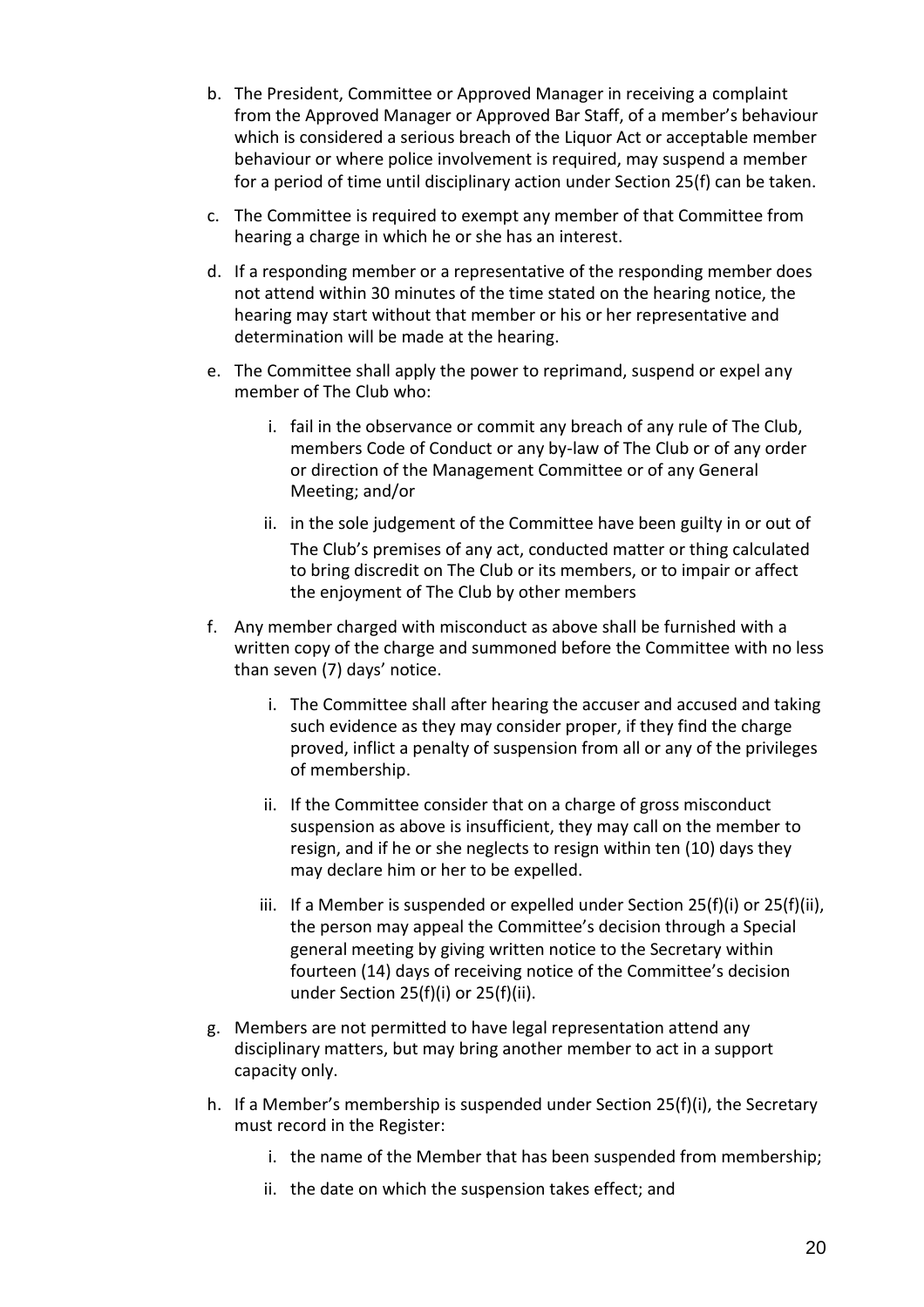b. The President, Committee or Approved Manager in receiving a complaint from the Approved Manager or Approved Bar Staff, of a member's behaviour which is considered a serious breach of the Liquor Act or acceptable member behaviour or where police involvement is required, may suspend a member for a period of time until disciplinary action under Section 25(f) can be taken.

c. The Committee is required to exempt any member of that Committee from hearing a charge in which he or she has an interest.

d. If a responding member or a representative of the responding member does not attend within 30 minutes of the time stated on the hearing notice, the hearing may start without that member or his or her representative and determination will be made at the hearing.

e. The Committee shall apply the power to reprimand, suspend or expel any member of The Club who:

   i. fail in the observance or commit any breach of any rule of The Club, members Code of Conduct or any by-law of The Club or of any order or direction of the Management Committee or of any General Meeting; and/or

   ii. in the sole judgement of the Committee have been guilty in or out of The Club's premises of any act, conducted matter or thing calculated to bring discredit on The Club or its members, or to impair or affect the enjoyment of The Club by other members

f. Any member charged with misconduct as above shall be furnished with a written copy of the charge and summoned before the Committee with no less than seven (7) days' notice.

   i. The Committee shall after hearing the accuser and accused and taking such evidence as they may consider proper, if they find the charge proved, inflict a penalty of suspension from all or any of the privileges of membership.

   ii. If the Committee consider that on a charge of gross misconduct suspension as above is insufficient, they may call on the member to resign, and if he or she neglects to resign within ten (10) days they may declare him or her to be expelled.

   iii. If a Member is suspended or expelled under Section 25(f)(i) or 25(f)(ii), the person may appeal the Committee's decision through a Special general meeting by giving written notice to the Secretary within fourteen (14) days of receiving notice of the Committee's decision under Section 25(f)(i) or 25(f)(ii).

g. Members are not permitted to have legal representation attend any disciplinary matters, but may bring another member to act in a support capacity only.

h. If a Member's membership is suspended under Section 25(f)(i), the Secretary must record in the Register:

   i. the name of the Member that has been suspended from membership;

   ii. the date on which the suspension takes effect; and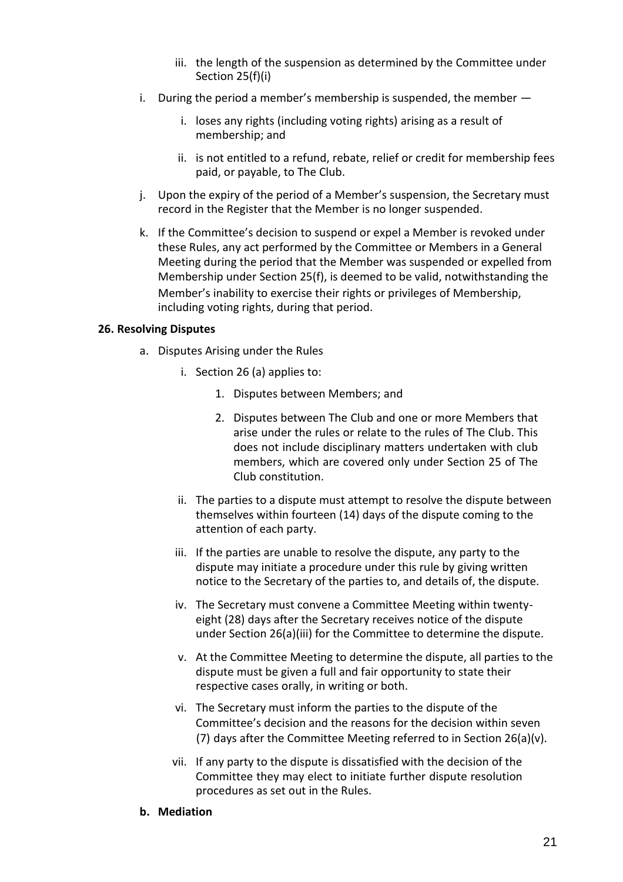iii. the length of the suspension as determined by the Committee under Section 25(f)(i)

i. During the period a member's membership is suspended, the member —

   i. loses any rights (including voting rights) arising as a result of membership; and

   ii. is not entitled to a refund, rebate, relief or credit for membership fees paid, or payable, to The Club.

j. Upon the expiry of the period of a Member's suspension, the Secretary must record in the Register that the Member is no longer suspended.

k. If the Committee's decision to suspend or expel a Member is revoked under these Rules, any act performed by the Committee or Members in a General Meeting during the period that the Member was suspended or expelled from Membership under Section 25(f), is deemed to be valid, notwithstanding the Member's inability to exercise their rights or privileges of Membership, including voting rights, during that period.

**26. Resolving Disputes**

a. Disputes Arising under the Rules

   i. Section 26 (a) applies to:

      1. Disputes between Members; and

      2. Disputes between The Club and one or more Members that arise under the rules or relate to the rules of The Club. This does not include disciplinary matters undertaken with club members, which are covered only under Section 25 of The Club constitution.

   ii. The parties to a dispute must attempt to resolve the dispute between themselves within fourteen (14) days of the dispute coming to the attention of each party.

   iii. If the parties are unable to resolve the dispute, any party to the dispute may initiate a procedure under this rule by giving written notice to the Secretary of the parties to, and details of, the dispute.

   iv. The Secretary must convene a Committee Meeting within twenty-eight (28) days after the Secretary receives notice of the dispute under Section 26(a)(iii) for the Committee to determine the dispute.

   v. At the Committee Meeting to determine the dispute, all parties to the dispute must be given a full and fair opportunity to state their respective cases orally, in writing or both.

   vi. The Secretary must inform the parties to the dispute of the Committee's decision and the reasons for the decision within seven (7) days after the Committee Meeting referred to in Section 26(a)(v).

   vii. If any party to the dispute is dissatisfied with the decision of the Committee they may elect to initiate further dispute resolution procedures as set out in the Rules.

**b. Mediation**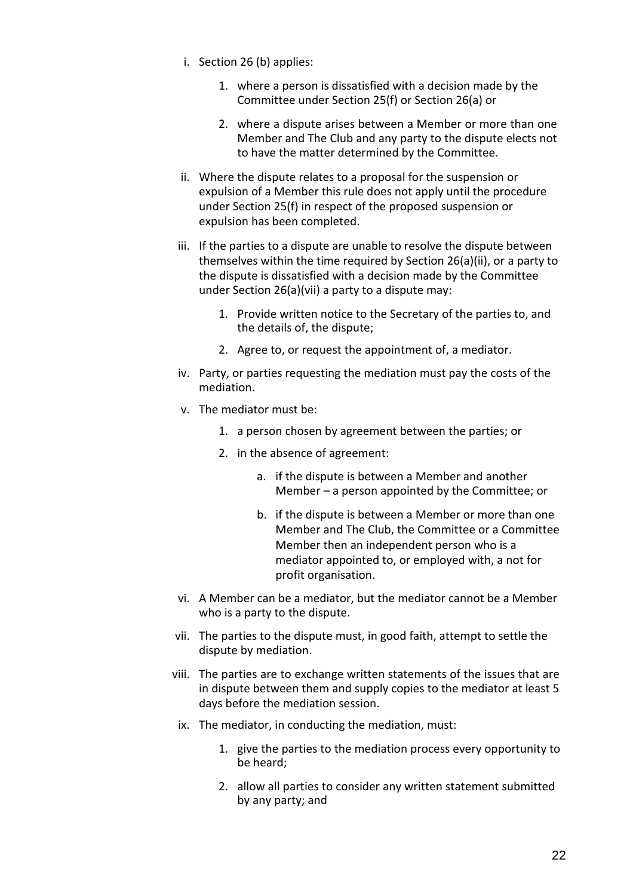i. Section 26 (b) applies:

    1. where a person is dissatisfied with a decision made by the Committee under Section 25(f) or Section 26(a) or

    2. where a dispute arises between a Member or more than one Member and The Club and any party to the dispute elects not to have the matter determined by the Committee.

ii. Where the dispute relates to a proposal for the suspension or expulsion of a Member this rule does not apply until the procedure under Section 25(f) in respect of the proposed suspension or expulsion has been completed.

iii. If the parties to a dispute are unable to resolve the dispute between themselves within the time required by Section 26(a)(ii), or a party to the dispute is dissatisfied with a decision made by the Committee under Section 26(a)(vii) a party to a dispute may:

    1. Provide written notice to the Secretary of the parties to, and the details of, the dispute;

    2. Agree to, or request the appointment of, a mediator.

iv. Party, or parties requesting the mediation must pay the costs of the mediation.

v. The mediator must be:

    1. a person chosen by agreement between the parties; or

    2. in the absence of agreement:

        a. if the dispute is between a Member and another Member – a person appointed by the Committee; or

        b. if the dispute is between a Member or more than one Member and The Club, the Committee or a Committee Member then an independent person who is a mediator appointed to, or employed with, a not for profit organisation.

vi. A Member can be a mediator, but the mediator cannot be a Member who is a party to the dispute.

vii. The parties to the dispute must, in good faith, attempt to settle the dispute by mediation.

viii. The parties are to exchange written statements of the issues that are in dispute between them and supply copies to the mediator at least 5 days before the mediation session.

ix. The mediator, in conducting the mediation, must:

    1. give the parties to the mediation process every opportunity to be heard;

    2. allow all parties to consider any written statement submitted by any party; and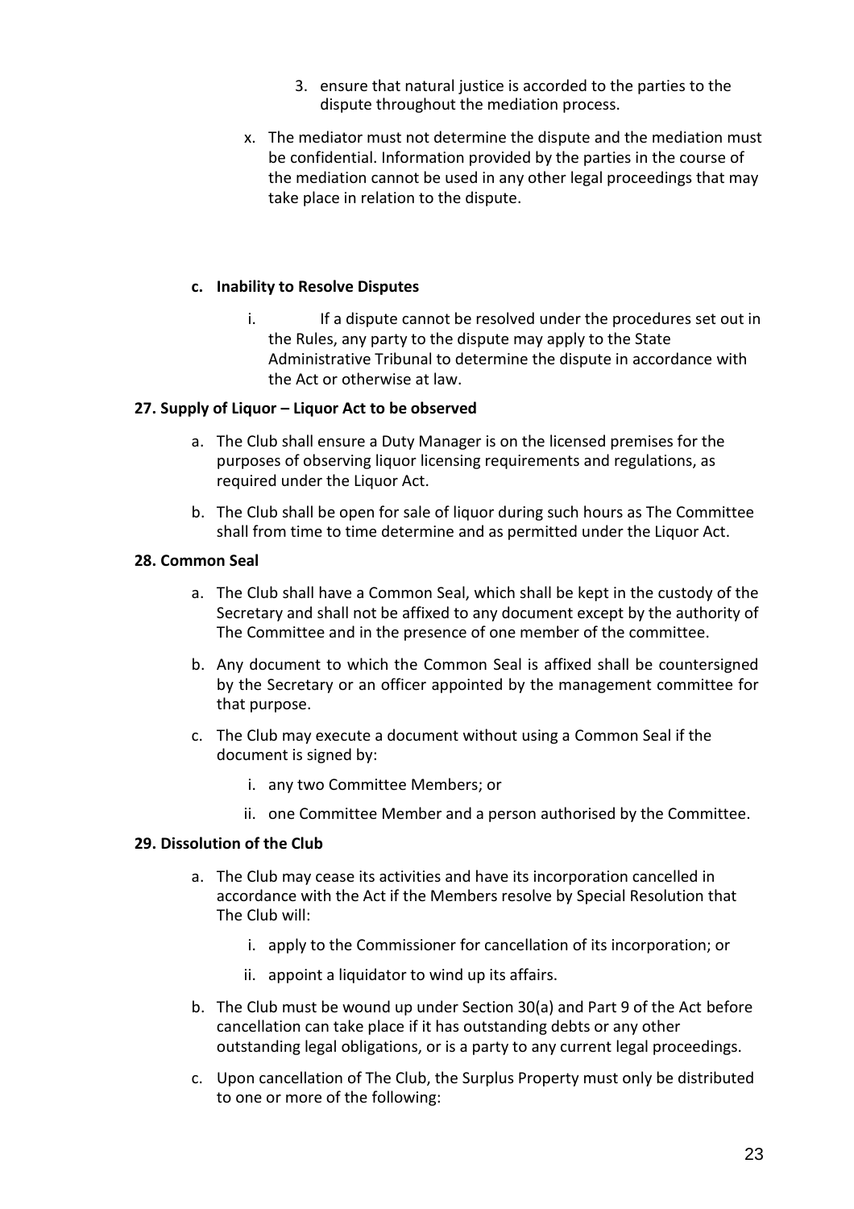3. ensure that natural justice is accorded to the parties to the dispute throughout the mediation process.

x. The mediator must not determine the dispute and the mediation must be confidential. Information provided by the parties in the course of the mediation cannot be used in any other legal proceedings that may take place in relation to the dispute.

**c. Inability to Resolve Disputes**

i. If a dispute cannot be resolved under the procedures set out in the Rules, any party to the dispute may apply to the State Administrative Tribunal to determine the dispute in accordance with the Act or otherwise at law.

**27. Supply of Liquor – Liquor Act to be observed**

a. The Club shall ensure a Duty Manager is on the licensed premises for the purposes of observing liquor licensing requirements and regulations, as required under the Liquor Act.

b. The Club shall be open for sale of liquor during such hours as The Committee shall from time to time determine and as permitted under the Liquor Act.

**28. Common Seal**

a. The Club shall have a Common Seal, which shall be kept in the custody of the Secretary and shall not be affixed to any document except by the authority of The Committee and in the presence of one member of the committee.

b. Any document to which the Common Seal is affixed shall be countersigned by the Secretary or an officer appointed by the management committee for that purpose.

c. The Club may execute a document without using a Common Seal if the document is signed by:

   i. any two Committee Members; or

   ii. one Committee Member and a person authorised by the Committee.

**29. Dissolution of the Club**

a. The Club may cease its activities and have its incorporation cancelled in accordance with the Act if the Members resolve by Special Resolution that The Club will:

   i. apply to the Commissioner for cancellation of its incorporation; or

   ii. appoint a liquidator to wind up its affairs.

b. The Club must be wound up under Section 30(a) and Part 9 of the Act before cancellation can take place if it has outstanding debts or any other outstanding legal obligations, or is a party to any current legal proceedings.

c. Upon cancellation of The Club, the Surplus Property must only be distributed to one or more of the following: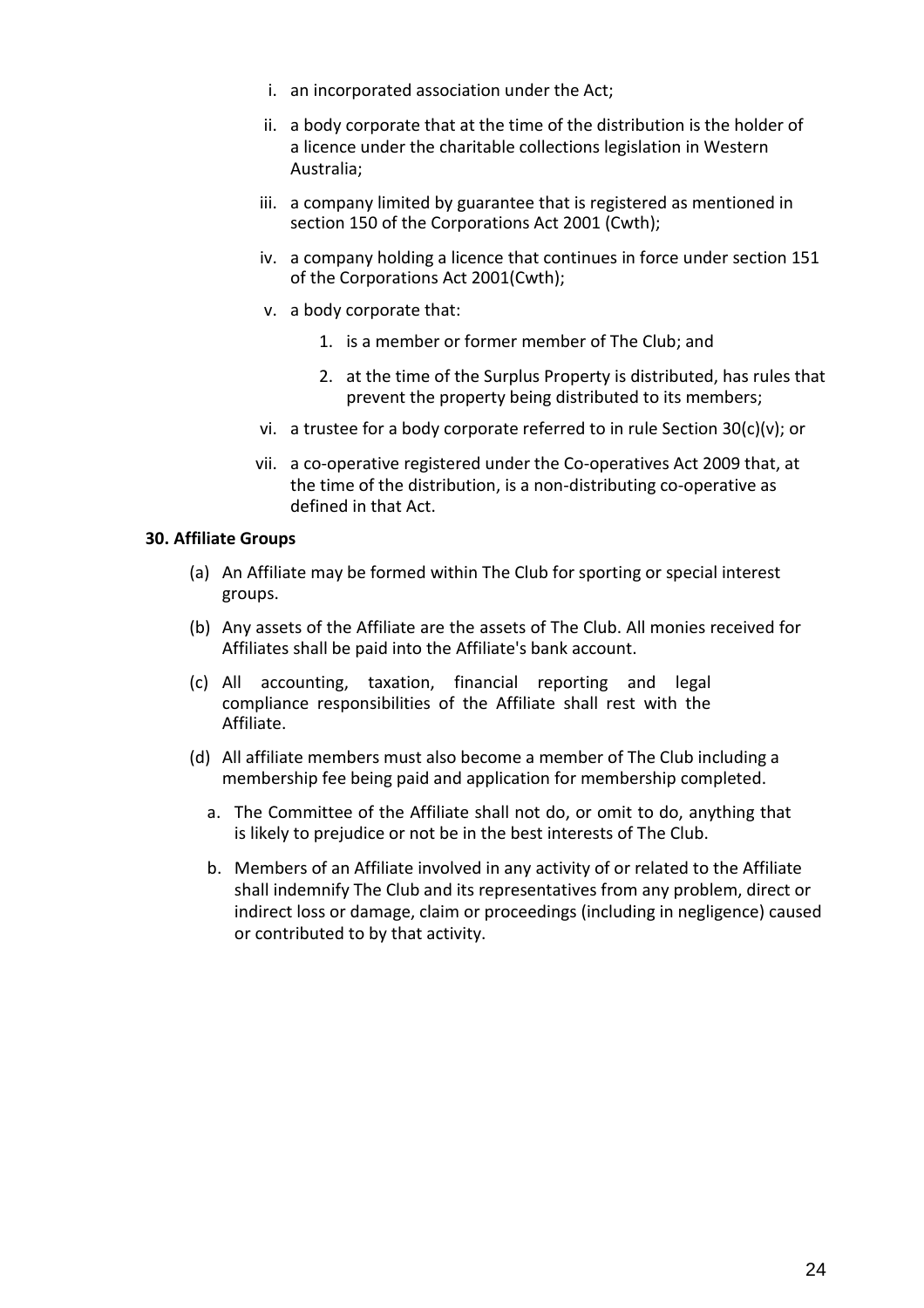i. an incorporated association under the Act;

ii. a body corporate that at the time of the distribution is the holder of a licence under the charitable collections legislation in Western Australia;

iii. a company limited by guarantee that is registered as mentioned in section 150 of the Corporations Act 2001 (Cwth);

iv. a company holding a licence that continues in force under section 151 of the Corporations Act 2001(Cwth);

v. a body corporate that:

1. is a member or former member of The Club; and
2. at the time of the Surplus Property is distributed, has rules that prevent the property being distributed to its members;

vi. a trustee for a body corporate referred to in rule Section 30(c)(v); or

vii. a co-operative registered under the Co-operatives Act 2009 that, at the time of the distribution, is a non-distributing co-operative as defined in that Act.

**30. Affiliate Groups**

(a) An Affiliate may be formed within The Club for sporting or special interest groups.

(b) Any assets of the Affiliate are the assets of The Club. All monies received for Affiliates shall be paid into the Affiliate's bank account.

(c) All accounting, taxation, financial reporting and legal compliance responsibilities of the Affiliate shall rest with the Affiliate.

(d) All affiliate members must also become a member of The Club including a membership fee being paid and application for membership completed.

a. The Committee of the Affiliate shall not do, or omit to do, anything that is likely to prejudice or not be in the best interests of The Club.

b. Members of an Affiliate involved in any activity of or related to the Affiliate shall indemnify The Club and its representatives from any problem, direct or indirect loss or damage, claim or proceedings (including in negligence) caused or contributed to by that activity.